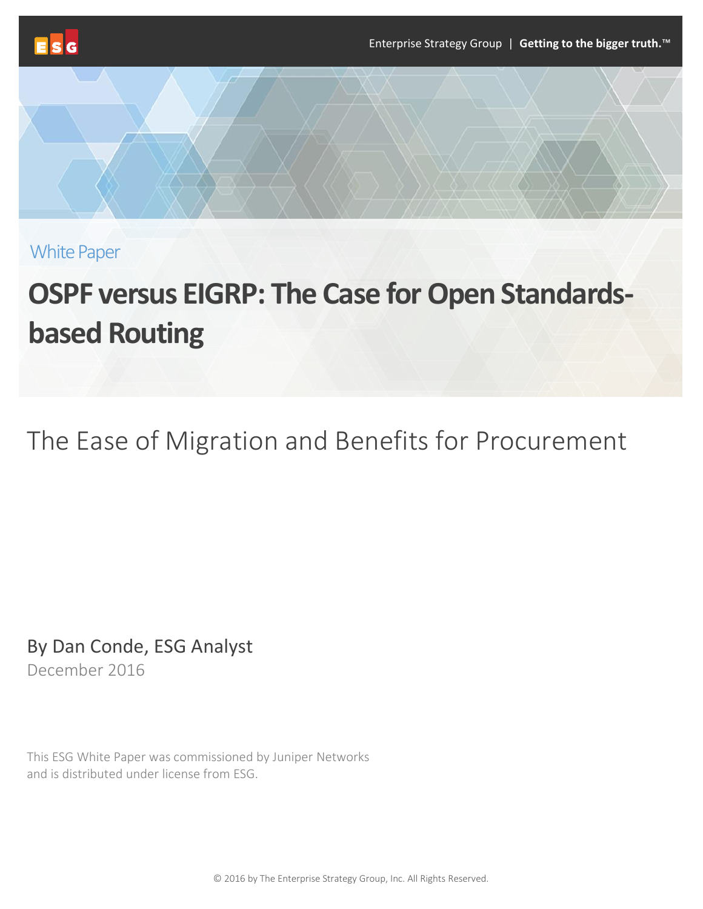White Paper

# OSPF versus EIGRP: The Case for Open Standards-based Routing

## The Ease of Migration and Benefits for Procurement

By Dan Conde, ESG Analyst

December 2016

This ESG White Paper was commissioned by Juniper Networks and is distributed under license from ESG.

© 2016 by The Enterprise Strategy Group, Inc. All Rights Reserved.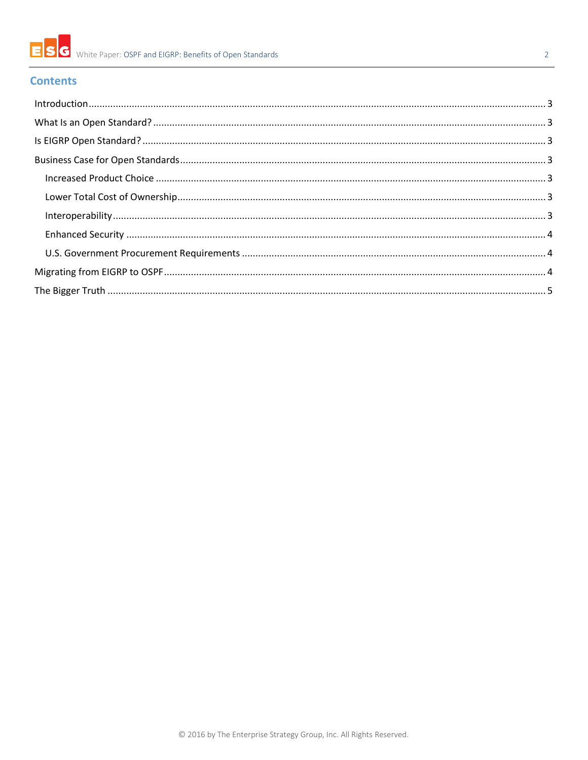## Contents

- Introduction ........ 3
- What Is an Open Standard? ........ 3
- Is EIGRP Open Standard? ........ 3
- Business Case for Open Standards ........ 3
  - Increased Product Choice ........ 3
  - Lower Total Cost of Ownership ........ 3
  - Interoperability ........ 3
  - Enhanced Security ........ 4
  - U.S. Government Procurement Requirements ........ 4
- Migrating from EIGRP to OSPF ........ 4
- The Bigger Truth ........ 5

© 2016 by The Enterprise Strategy Group, Inc. All Rights Reserved.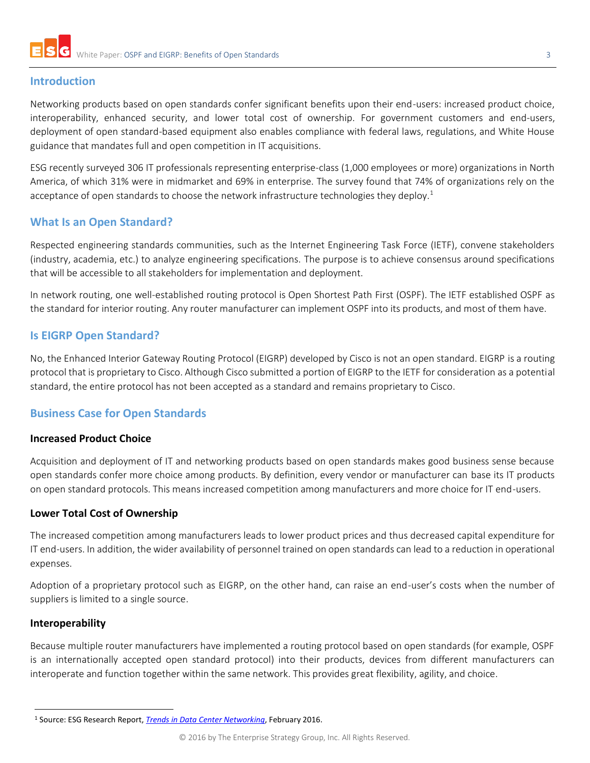## Introduction

Networking products based on open standards confer significant benefits upon their end-users: increased product choice, interoperability, enhanced security, and lower total cost of ownership. For government customers and end-users, deployment of open standard-based equipment also enables compliance with federal laws, regulations, and White House guidance that mandates full and open competition in IT acquisitions.

ESG recently surveyed 306 IT professionals representing enterprise-class (1,000 employees or more) organizations in North America, of which 31% were in midmarket and 69% in enterprise. The survey found that 74% of organizations rely on the acceptance of open standards to choose the network infrastructure technologies they deploy.[1]

## What Is an Open Standard?

Respected engineering standards communities, such as the Internet Engineering Task Force (IETF), convene stakeholders (industry, academia, etc.) to analyze engineering specifications. The purpose is to achieve consensus around specifications that will be accessible to all stakeholders for implementation and deployment.

In network routing, one well-established routing protocol is Open Shortest Path First (OSPF). The IETF established OSPF as the standard for interior routing. Any router manufacturer can implement OSPF into its products, and most of them have.

## Is EIGRP Open Standard?

No, the Enhanced Interior Gateway Routing Protocol (EIGRP) developed by Cisco is not an open standard. EIGRP is a routing protocol that is proprietary to Cisco. Although Cisco submitted a portion of EIGRP to the IETF for consideration as a potential standard, the entire protocol has not been accepted as a standard and remains proprietary to Cisco.

## Business Case for Open Standards

### Increased Product Choice

Acquisition and deployment of IT and networking products based on open standards makes good business sense because open standards confer more choice among products. By definition, every vendor or manufacturer can base its IT products on open standard protocols. This means increased competition among manufacturers and more choice for IT end-users.

### Lower Total Cost of Ownership

The increased competition among manufacturers leads to lower product prices and thus decreased capital expenditure for IT end-users. In addition, the wider availability of personnel trained on open standards can lead to a reduction in operational expenses.

Adoption of a proprietary protocol such as EIGRP, on the other hand, can raise an end-user's costs when the number of suppliers is limited to a single source.

### Interoperability

Because multiple router manufacturers have implemented a routing protocol based on open standards (for example, OSPF is an internationally accepted open standard protocol) into their products, devices from different manufacturers can interoperate and function together within the same network. This provides great flexibility, agility, and choice.

---

[1] Source: ESG Research Report, *Trends in Data Center Networking*, February 2016.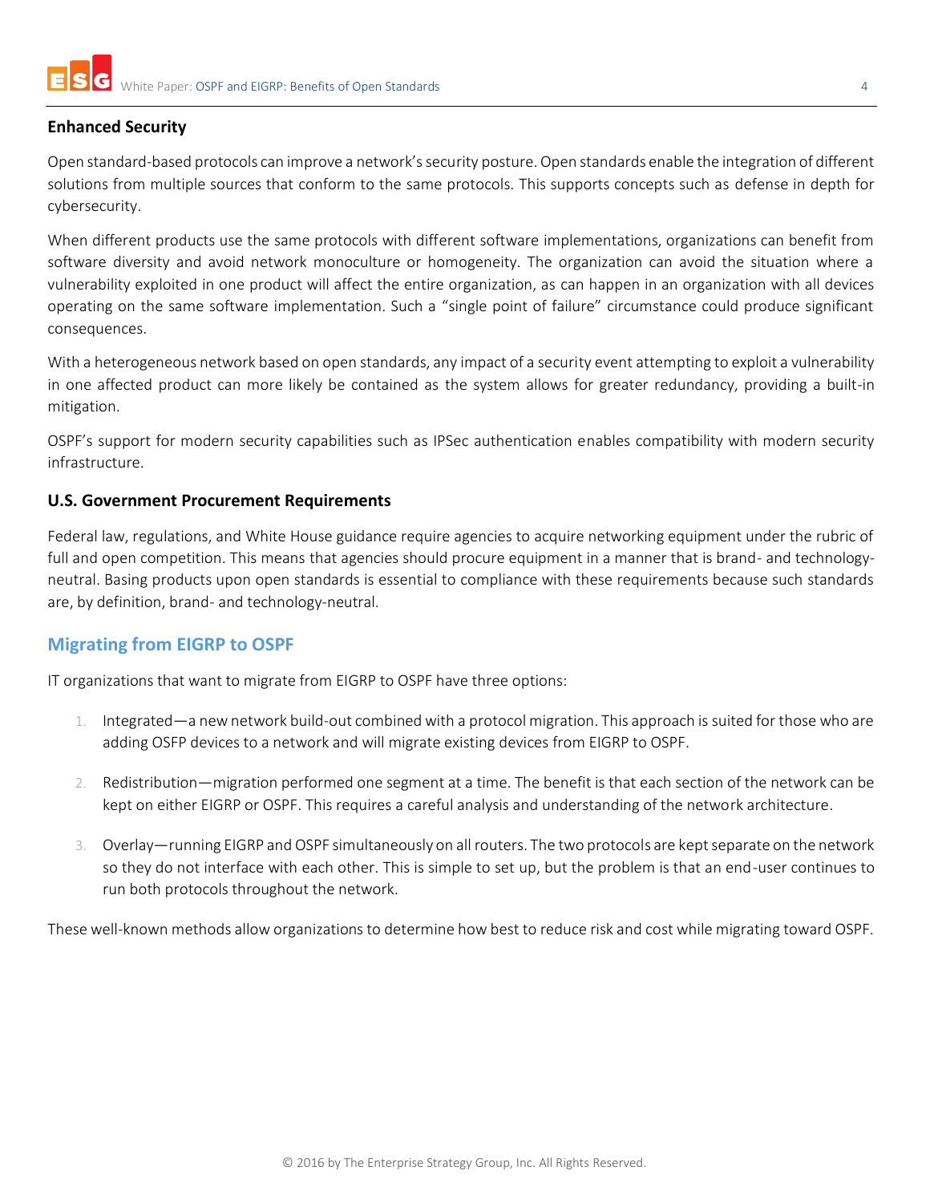### Enhanced Security

Open standard-based protocols can improve a network's security posture. Open standards enable the integration of different solutions from multiple sources that conform to the same protocols. This supports concepts such as defense in depth for cybersecurity.

When different products use the same protocols with different software implementations, organizations can benefit from software diversity and avoid network monoculture or homogeneity. The organization can avoid the situation where a vulnerability exploited in one product will affect the entire organization, as can happen in an organization with all devices operating on the same software implementation. Such a "single point of failure" circumstance could produce significant consequences.

With a heterogeneous network based on open standards, any impact of a security event attempting to exploit a vulnerability in one affected product can more likely be contained as the system allows for greater redundancy, providing a built-in mitigation.

OSPF's support for modern security capabilities such as IPSec authentication enables compatibility with modern security infrastructure.

### U.S. Government Procurement Requirements

Federal law, regulations, and White House guidance require agencies to acquire networking equipment under the rubric of full and open competition. This means that agencies should procure equipment in a manner that is brand- and technology-neutral. Basing products upon open standards is essential to compliance with these requirements because such standards are, by definition, brand- and technology-neutral.

## Migrating from EIGRP to OSPF

IT organizations that want to migrate from EIGRP to OSPF have three options:

1. Integrated—a new network build-out combined with a protocol migration. This approach is suited for those who are adding OSFP devices to a network and will migrate existing devices from EIGRP to OSPF.
2. Redistribution—migration performed one segment at a time. The benefit is that each section of the network can be kept on either EIGRP or OSPF. This requires a careful analysis and understanding of the network architecture.
3. Overlay—running EIGRP and OSPF simultaneously on all routers. The two protocols are kept separate on the network so they do not interface with each other. This is simple to set up, but the problem is that an end-user continues to run both protocols throughout the network.

These well-known methods allow organizations to determine how best to reduce risk and cost while migrating toward OSPF.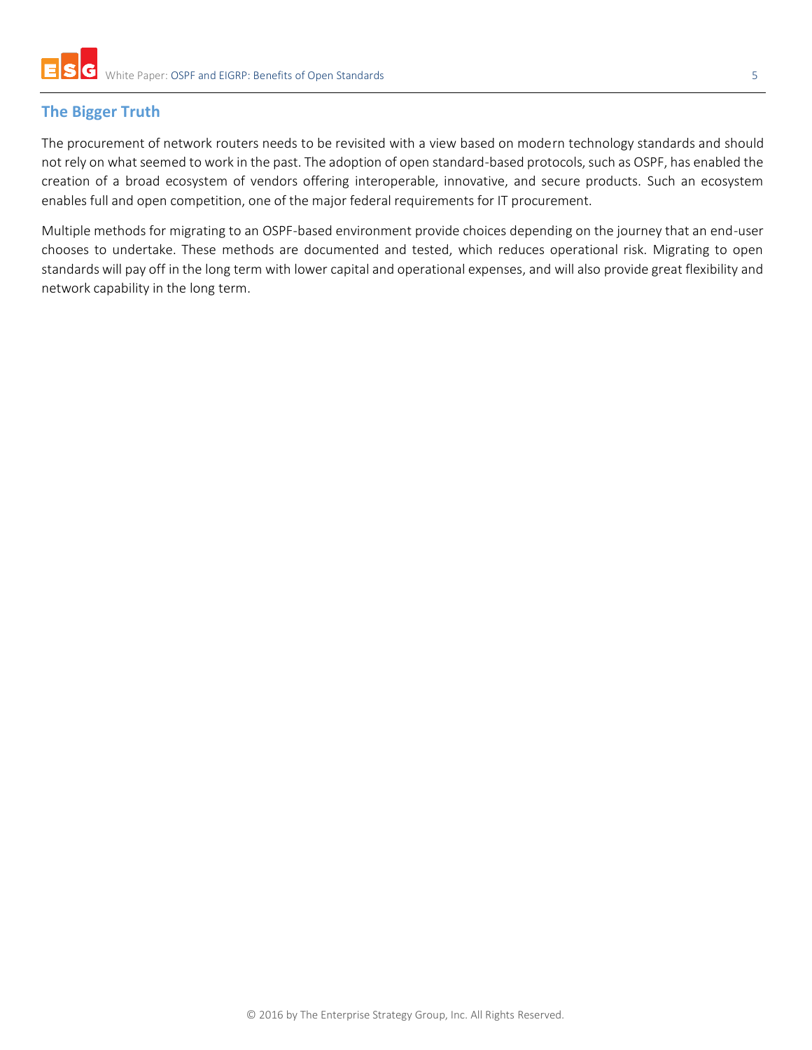## The Bigger Truth

The procurement of network routers needs to be revisited with a view based on modern technology standards and should not rely on what seemed to work in the past. The adoption of open standard-based protocols, such as OSPF, has enabled the creation of a broad ecosystem of vendors offering interoperable, innovative, and secure products. Such an ecosystem enables full and open competition, one of the major federal requirements for IT procurement.

Multiple methods for migrating to an OSPF-based environment provide choices depending on the journey that an end-user chooses to undertake. These methods are documented and tested, which reduces operational risk. Migrating to open standards will pay off in the long term with lower capital and operational expenses, and will also provide great flexibility and network capability in the long term.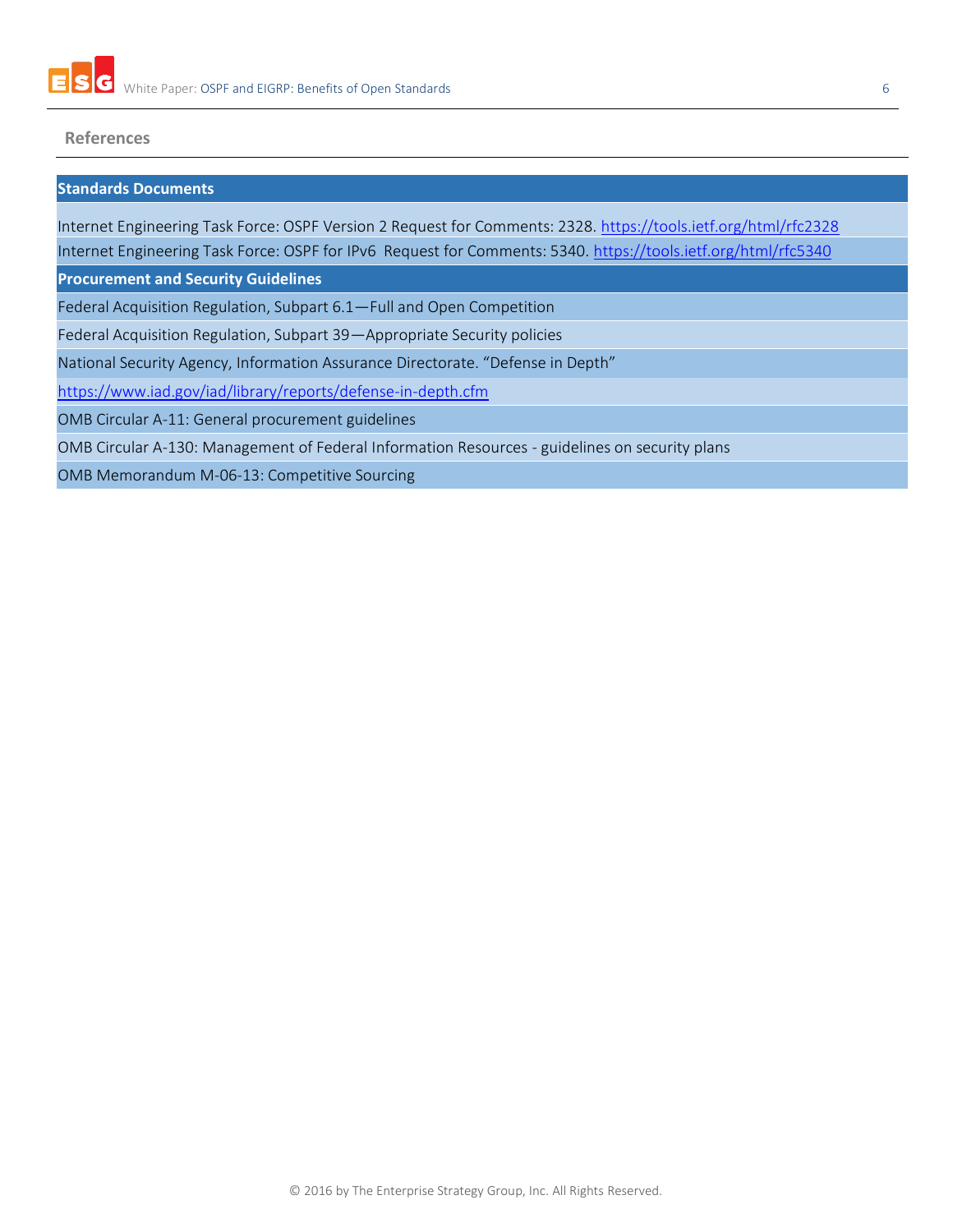## References

| Standards Documents |
|---|
| Internet Engineering Task Force: OSPF Version 2 Request for Comments: 2328. https://tools.ietf.org/html/rfc2328 |
| Internet Engineering Task Force: OSPF for IPv6 Request for Comments: 5340. https://tools.ietf.org/html/rfc5340 |
| **Procurement and Security Guidelines** |
| Federal Acquisition Regulation, Subpart 6.1—Full and Open Competition |
| Federal Acquisition Regulation, Subpart 39—Appropriate Security policies |
| National Security Agency, Information Assurance Directorate. “Defense in Depth” |
| https://www.iad.gov/iad/library/reports/defense-in-depth.cfm |
| OMB Circular A-11: General procurement guidelines |
| OMB Circular A-130: Management of Federal Information Resources - guidelines on security plans |
| OMB Memorandum M-06-13: Competitive Sourcing |

© 2016 by The Enterprise Strategy Group, Inc. All Rights Reserved.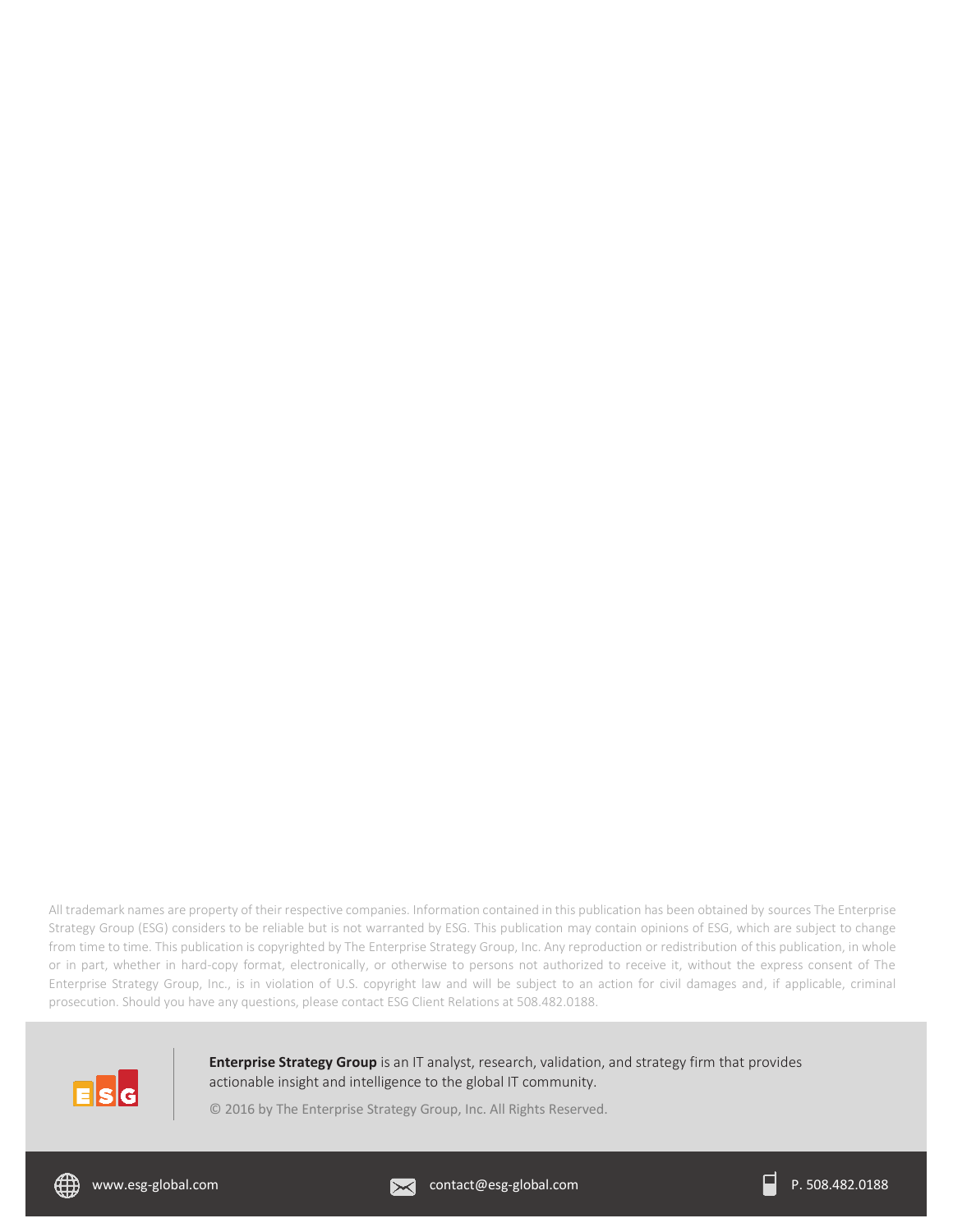All trademark names are property of their respective companies. Information contained in this publication has been obtained by sources The Enterprise Strategy Group (ESG) considers to be reliable but is not warranted by ESG. This publication may contain opinions of ESG, which are subject to change from time to time. This publication is copyrighted by The Enterprise Strategy Group, Inc. Any reproduction or redistribution of this publication, in whole or in part, whether in hard-copy format, electronically, or otherwise to persons not authorized to receive it, without the express consent of The Enterprise Strategy Group, Inc., is in violation of U.S. copyright law and will be subject to an action for civil damages and, if applicable, criminal prosecution. Should you have any questions, please contact ESG Client Relations at 508.482.0188.

**Enterprise Strategy Group** is an IT analyst, research, validation, and strategy firm that provides actionable insight and intelligence to the global IT community.

© 2016 by The Enterprise Strategy Group, Inc. All Rights Reserved.

www.esg-global.com

contact@esg-global.com

P. 508.482.0188